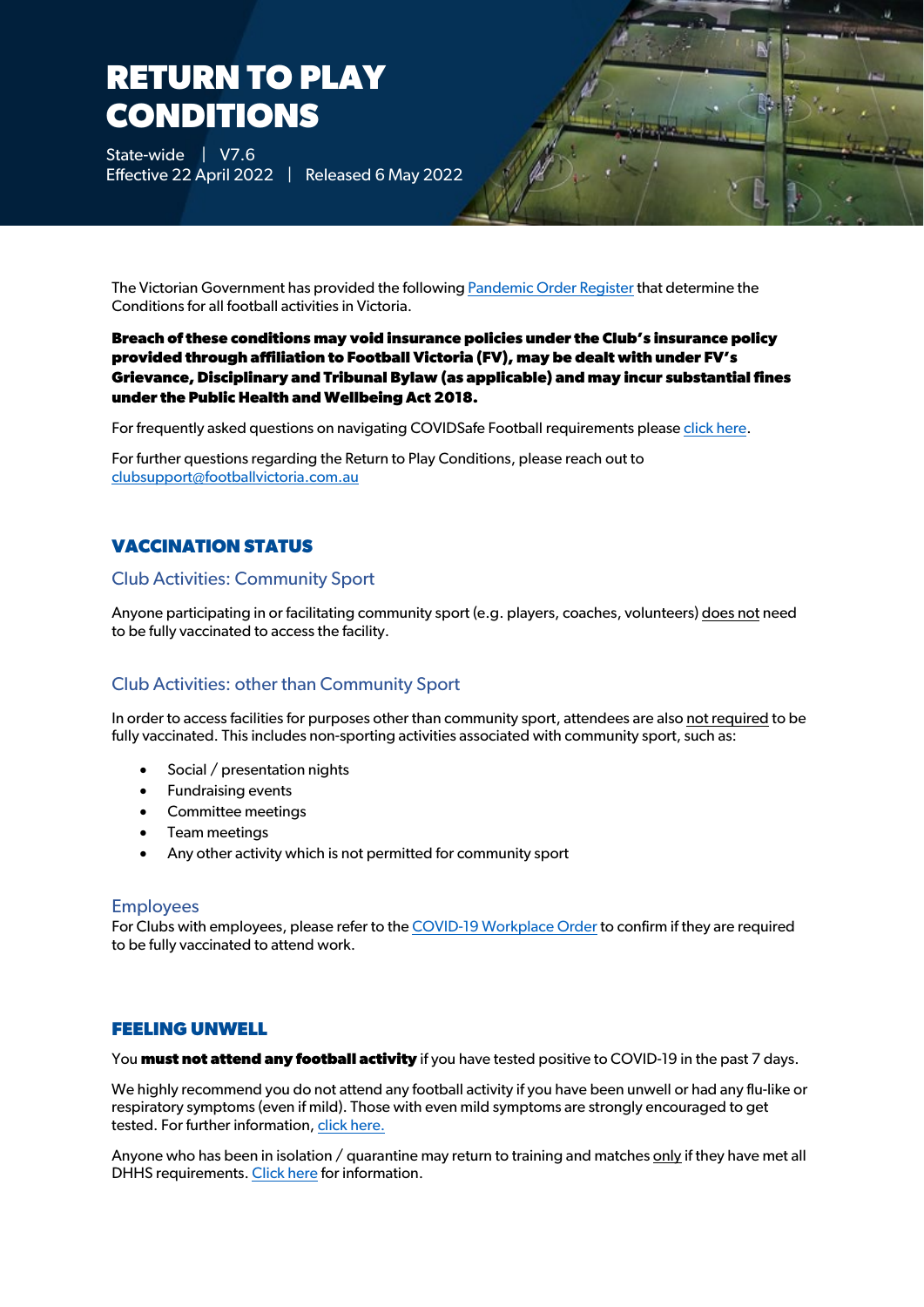# RETURN TO PLAY CONDITIONS

State-wide | V7.6
Effective 22 April 2022 | Released 6 May 2022

The Victorian Government has provided the following Pandemic Order Register that determine the Conditions for all football activities in Victoria.

**Breach of these conditions may void insurance policies under the Club's insurance policy provided through affiliation to Football Victoria (FV), may be dealt with under FV's Grievance, Disciplinary and Tribunal Bylaw (as applicable) and may incur substantial fines under the Public Health and Wellbeing Act 2018.**

For frequently asked questions on navigating COVIDSafe Football requirements please click here.

For further questions regarding the Return to Play Conditions, please reach out to clubsupport@footballvictoria.com.au

## VACCINATION STATUS

### Club Activities: Community Sport

Anyone participating in or facilitating community sport (e.g. players, coaches, volunteers) does not need to be fully vaccinated to access the facility.

### Club Activities: other than Community Sport

In order to access facilities for purposes other than community sport, attendees are also not required to be fully vaccinated. This includes non-sporting activities associated with community sport, such as:

- Social / presentation nights
- Fundraising events
- Committee meetings
- Team meetings
- Any other activity which is not permitted for community sport

### Employees

For Clubs with employees, please refer to the COVID-19 Workplace Order to confirm if they are required to be fully vaccinated to attend work.

## FEELING UNWELL

You **must not attend any football activity** if you have tested positive to COVID-19 in the past 7 days.

We highly recommend you do not attend any football activity if you have been unwell or had any flu-like or respiratory symptoms (even if mild). Those with even mild symptoms are strongly encouraged to get tested. For further information, click here.

Anyone who has been in isolation / quarantine may return to training and matches only if they have met all DHHS requirements. Click here for information.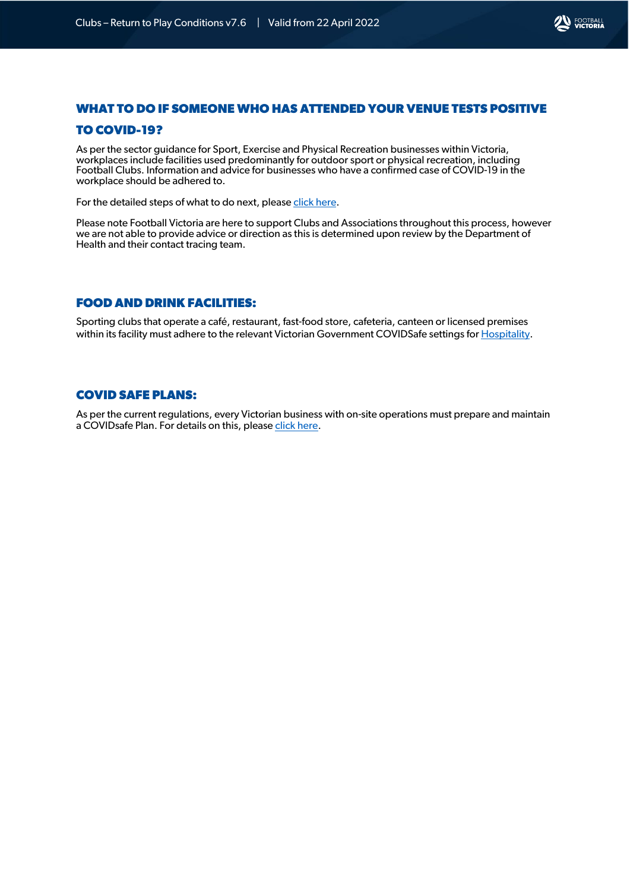## WHAT TO DO IF SOMEONE WHO HAS ATTENDED YOUR VENUE TESTS POSITIVE TO COVID-19?

As per the sector guidance for Sport, Exercise and Physical Recreation businesses within Victoria, workplaces include facilities used predominantly for outdoor sport or physical recreation, including Football Clubs. Information and advice for businesses who have a confirmed case of COVID-19 in the workplace should be adhered to.

For the detailed steps of what to do next, please click here.

Please note Football Victoria are here to support Clubs and Associations throughout this process, however we are not able to provide advice or direction as this is determined upon review by the Department of Health and their contact tracing team.

## FOOD AND DRINK FACILITIES:

Sporting clubs that operate a café, restaurant, fast-food store, cafeteria, canteen or licensed premises within its facility must adhere to the relevant Victorian Government COVIDSafe settings for Hospitality.

## COVID SAFE PLANS:

As per the current regulations, every Victorian business with on-site operations must prepare and maintain a COVIDsafe Plan. For details on this, please click here.